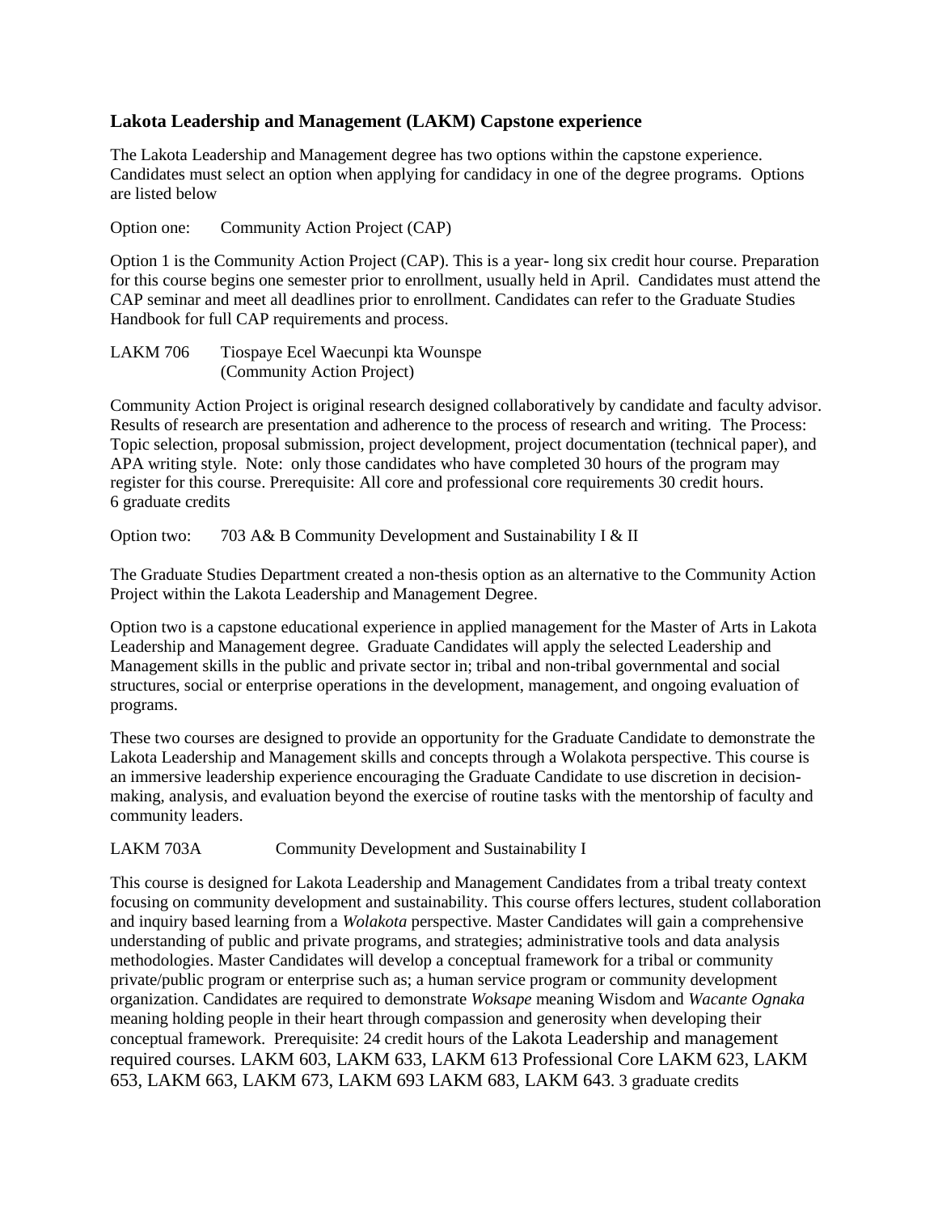## Lakota Leadership and Management (LAKM) Capstone experience

The Lakota Leadership and Management degree has two options within the capstone experience. Candidates must select an option when applying for candidacy in one of the degree programs. Options are listed below

Option one: Community Action Project (CAP)

Option 1 is the Community Action Project (CAP). This is a year- long six credit hour course. Preparation for this course begins one semester prior to enrollment, usually held in April. Candidates must attend the CAP seminar and meet all deadlines prior to enrollment. Candidates can refer to the Graduate Studies Handbook for full CAP requirements and process.

LAKM 706 Tiospaye Ecel Waecunpi kta Wounspe
(Community Action Project)

Community Action Project is original research designed collaboratively by candidate and faculty advisor. Results of research are presentation and adherence to the process of research and writing. The Process: Topic selection, proposal submission, project development, project documentation (technical paper), and APA writing style. Note: only those candidates who have completed 30 hours of the program may register for this course. Prerequisite: All core and professional core requirements 30 credit hours.
6 graduate credits

Option two: 703 A& B Community Development and Sustainability I & II

The Graduate Studies Department created a non-thesis option as an alternative to the Community Action Project within the Lakota Leadership and Management Degree.

Option two is a capstone educational experience in applied management for the Master of Arts in Lakota Leadership and Management degree. Graduate Candidates will apply the selected Leadership and Management skills in the public and private sector in; tribal and non-tribal governmental and social structures, social or enterprise operations in the development, management, and ongoing evaluation of programs.

These two courses are designed to provide an opportunity for the Graduate Candidate to demonstrate the Lakota Leadership and Management skills and concepts through a Wolakota perspective. This course is an immersive leadership experience encouraging the Graduate Candidate to use discretion in decision-making, analysis, and evaluation beyond the exercise of routine tasks with the mentorship of faculty and community leaders.

LAKM 703A Community Development and Sustainability I

This course is designed for Lakota Leadership and Management Candidates from a tribal treaty context focusing on community development and sustainability. This course offers lectures, student collaboration and inquiry based learning from a *Wolakota* perspective. Master Candidates will gain a comprehensive understanding of public and private programs, and strategies; administrative tools and data analysis methodologies. Master Candidates will develop a conceptual framework for a tribal or community private/public program or enterprise such as; a human service program or community development organization. Candidates are required to demonstrate *Woksape* meaning Wisdom and *Wacante Ognaka* meaning holding people in their heart through compassion and generosity when developing their conceptual framework. Prerequisite: 24 credit hours of the Lakota Leadership and management required courses. LAKM 603, LAKM 633, LAKM 613 Professional Core LAKM 623, LAKM 653, LAKM 663, LAKM 673, LAKM 693 LAKM 683, LAKM 643. 3 graduate credits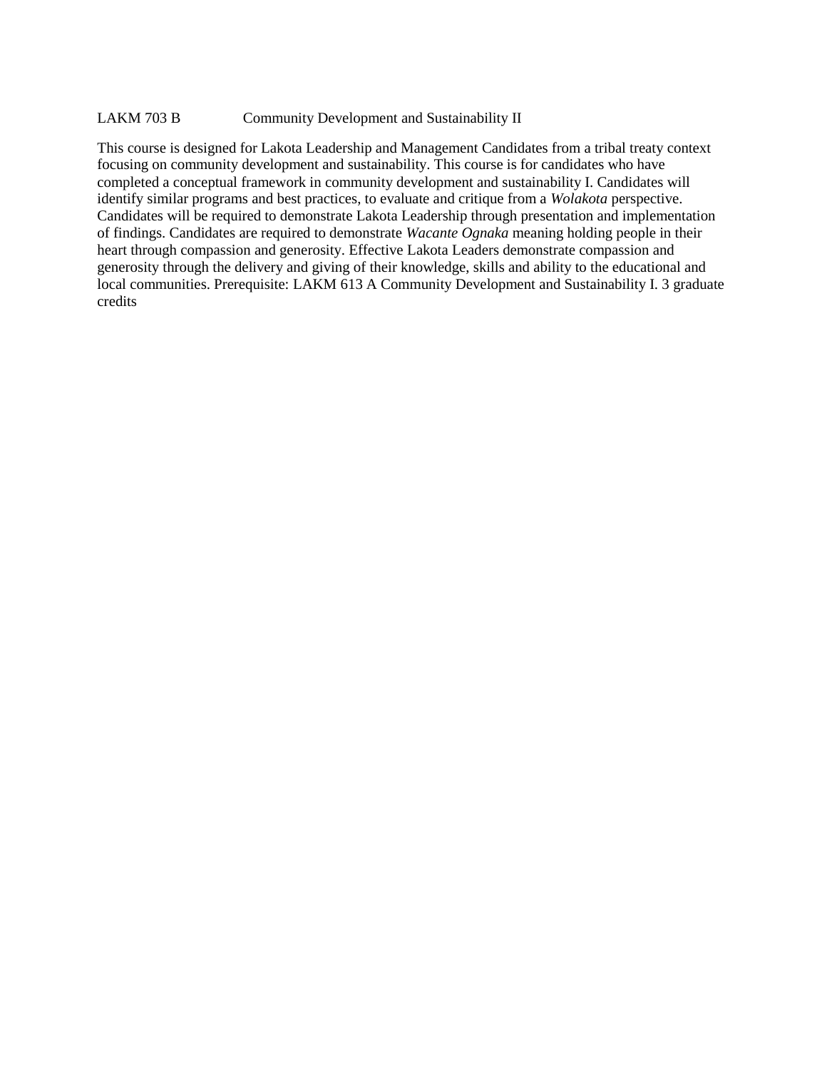LAKM 703 B Community Development and Sustainability II

This course is designed for Lakota Leadership and Management Candidates from a tribal treaty context focusing on community development and sustainability. This course is for candidates who have completed a conceptual framework in community development and sustainability I. Candidates will identify similar programs and best practices, to evaluate and critique from a *Wolakota* perspective. Candidates will be required to demonstrate Lakota Leadership through presentation and implementation of findings. Candidates are required to demonstrate *Wacante Ognaka* meaning holding people in their heart through compassion and generosity. Effective Lakota Leaders demonstrate compassion and generosity through the delivery and giving of their knowledge, skills and ability to the educational and local communities. Prerequisite: LAKM 613 A Community Development and Sustainability I. 3 graduate credits